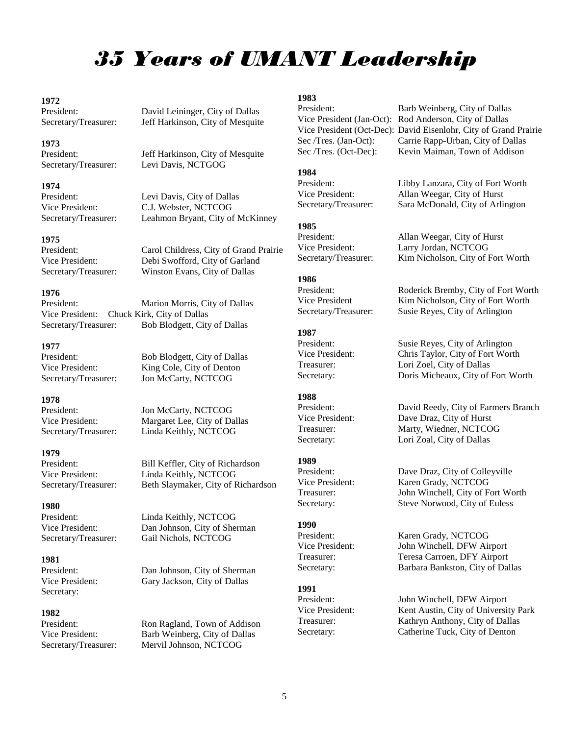# 35 Years of UMANT Leadership

**1972**
President: David Leininger, City of Dallas
Secretary/Treasurer: Jeff Harkinson, City of Mesquite

**1973**
President: Jeff Harkinson, City of Mesquite
Secretary/Treasurer: Levi Davis, NCTGOG

**1974**
President: Levi Davis, City of Dallas
Vice President: C.J. Webster, NCTCOG
Secretary/Treasurer: Leahmon Bryant, City of McKinney

**1975**
President: Carol Childress, City of Grand Prairie
Vice President: Debi Swofford, City of Garland
Secretary/Treasurer: Winston Evans, City of Dallas

**1976**
President: Marion Morris, City of Dallas
Vice President: Chuck Kirk, City of Dallas
Secretary/Treasurer: Bob Blodgett, City of Dallas

**1977**
President: Bob Blodgett, City of Dallas
Vice President: King Cole, City of Denton
Secretary/Treasurer: Jon McCarty, NCTCOG

**1978**
President: Jon McCarty, NCTCOG
Vice President: Margaret Lee, City of Dallas
Secretary/Treasurer: Linda Keithly, NCTCOG

**1979**
President: Bill Keffler, City of Richardson
Vice President: Linda Keithly, NCTCOG
Secretary/Treasurer: Beth Slaymaker, City of Richardson

**1980**
President: Linda Keithly, NCTCOG
Vice President: Dan Johnson, City of Sherman
Secretary/Treasurer: Gail Nichols, NCTCOG

**1981**
President: Dan Johnson, City of Sherman
Vice President: Gary Jackson, City of Dallas
Secretary:

**1982**
President: Ron Ragland, Town of Addison
Vice President: Barb Weinberg, City of Dallas
Secretary/Treasurer: Mervil Johnson, NCTCOG

**1983**
President: Barb Weinberg, City of Dallas
Vice President (Jan-Oct): Rod Anderson, City of Dallas
Vice President (Oct-Dec): David Eisenlohr, City of Grand Prairie
Sec /Tres. (Jan-Oct): Carrie Rapp-Urban, City of Dallas
Sec /Tres. (Oct-Dec): Kevin Maiman, Town of Addison

**1984**
President: Libby Lanzara, City of Fort Worth
Vice President: Allan Weegar, City of Hurst
Secretary/Treasurer: Sara McDonald, City of Arlington

**1985**
President: Allan Weegar, City of Hurst
Vice President: Larry Jordan, NCTCOG
Secretary/Treasurer: Kim Nicholson, City of Fort Worth

**1986**
President: Roderick Bremby, City of Fort Worth
Vice President Kim Nicholson, City of Fort Worth
Secretary/Treasurer: Susie Reyes, City of Arlington

**1987**
President: Susie Reyes, City of Arlington
Vice President: Chris Taylor, City of Fort Worth
Treasurer: Lori Zoel, City of Dallas
Secretary: Doris Micheaux, City of Fort Worth

**1988**
President: David Reedy, City of Farmers Branch
Vice President: Dave Draz, City of Hurst
Treasurer: Marty, Wiedner, NCTCOG
Secretary: Lori Zoal, City of Dallas

**1989**
President: Dave Draz, City of Colleyville
Vice President: Karen Grady, NCTCOG
Treasurer: John Winchell, City of Fort Worth
Secretary: Steve Norwood, City of Euless

**1990**
President: Karen Grady, NCTCOG
Vice President: John Winchell, DFW Airport
Treasurer: Teresa Carroen, DFY Airport
Secretary: Barbara Bankston, City of Dallas

**1991**
President: John Winchell, DFW Airport
Vice President: Kent Austin, City of University Park
Treasurer: Kathryn Anthony, City of Dallas
Secretary: Catherine Tuck, City of Denton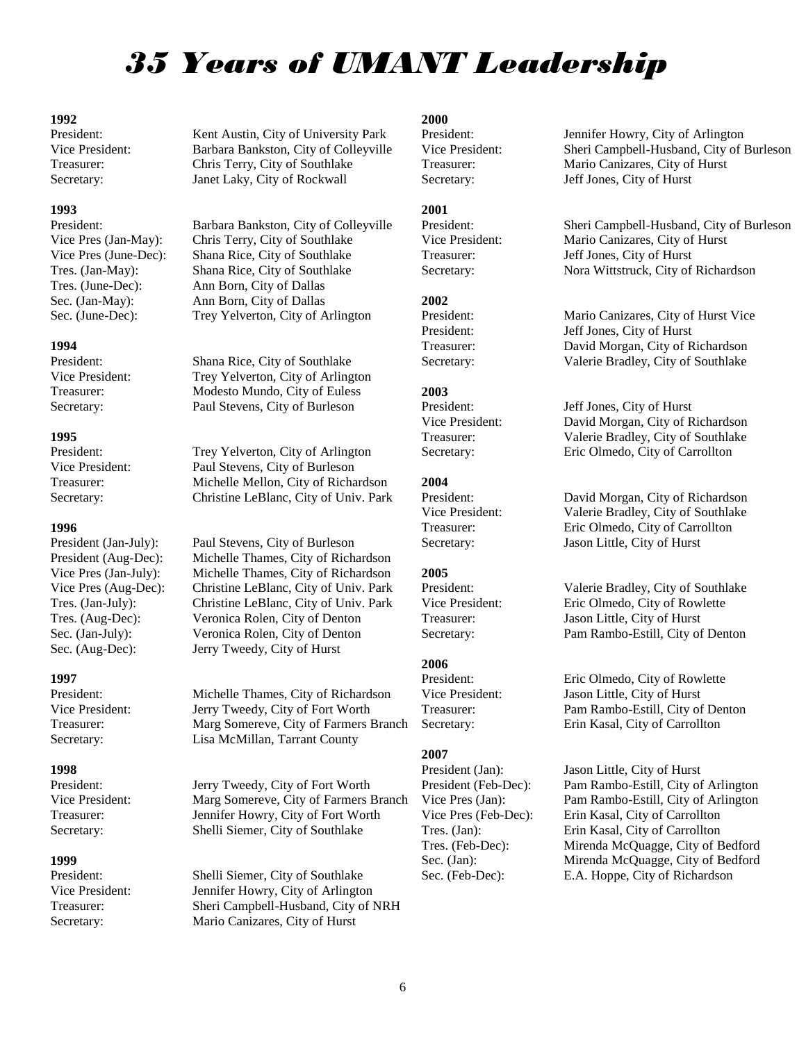# *35 Years of UMANT Leadership*

**1992**

President: Kent Austin, City of University Park
Vice President: Barbara Bankston, City of Colleyville
Treasurer: Chris Terry, City of Southlake
Secretary: Janet Laky, City of Rockwall

**1993**

President: Barbara Bankston, City of Colleyville
Vice Pres (Jan-May): Chris Terry, City of Southlake
Vice Pres (June-Dec): Shana Rice, City of Southlake
Tres. (Jan-May): Shana Rice, City of Southlake
Tres. (June-Dec): Ann Born, City of Dallas
Sec. (Jan-May): Ann Born, City of Dallas
Sec. (June-Dec): Trey Yelverton, City of Arlington

**1994**

President: Shana Rice, City of Southlake
Vice President: Trey Yelverton, City of Arlington
Treasurer: Modesto Mundo, City of Euless
Secretary: Paul Stevens, City of Burleson

**1995**

President: Trey Yelverton, City of Arlington
Vice President: Paul Stevens, City of Burleson
Treasurer: Michelle Mellon, City of Richardson
Secretary: Christine LeBlanc, City of Univ. Park

**1996**

President (Jan-July): Paul Stevens, City of Burleson
President (Aug-Dec): Michelle Thames, City of Richardson
Vice Pres (Jan-July): Michelle Thames, City of Richardson
Vice Pres (Aug-Dec): Christine LeBlanc, City of Univ. Park
Tres. (Jan-July): Christine LeBlanc, City of Univ. Park
Tres. (Aug-Dec): Veronica Rolen, City of Denton
Sec. (Jan-July): Veronica Rolen, City of Denton
Sec. (Aug-Dec): Jerry Tweedy, City of Hurst

**1997**

President: Michelle Thames, City of Richardson
Vice President: Jerry Tweedy, City of Fort Worth
Treasurer: Marg Somereve, City of Farmers Branch
Secretary: Lisa McMillan, Tarrant County

**1998**

President: Jerry Tweedy, City of Fort Worth
Vice President: Marg Somereve, City of Farmers Branch
Treasurer: Jennifer Howry, City of Fort Worth
Secretary: Shelli Siemer, City of Southlake

**1999**

President: Shelli Siemer, City of Southlake
Vice President: Jennifer Howry, City of Arlington
Treasurer: Sheri Campbell-Husband, City of NRH
Secretary: Mario Canizares, City of Hurst

**2000**

President: Jennifer Howry, City of Arlington
Vice President: Sheri Campbell-Husband, City of Burleson
Treasurer: Mario Canizares, City of Hurst
Secretary: Jeff Jones, City of Hurst

**2001**

President: Sheri Campbell-Husband, City of Burleson
Vice President: Mario Canizares, City of Hurst
Treasurer: Jeff Jones, City of Hurst
Secretary: Nora Wittstruck, City of Richardson

**2002**

President: Mario Canizares, City of Hurst Vice
President: Jeff Jones, City of Hurst
Treasurer: David Morgan, City of Richardson
Secretary: Valerie Bradley, City of Southlake

**2003**

President: Jeff Jones, City of Hurst
Vice President: David Morgan, City of Richardson
Treasurer: Valerie Bradley, City of Southlake
Secretary: Eric Olmedo, City of Carrollton

**2004**

President: David Morgan, City of Richardson
Vice President: Valerie Bradley, City of Southlake
Treasurer: Eric Olmedo, City of Carrollton
Secretary: Jason Little, City of Hurst

**2005**

President: Valerie Bradley, City of Southlake
Vice President: Eric Olmedo, City of Rowlette
Treasurer: Jason Little, City of Hurst
Secretary: Pam Rambo-Estill, City of Denton

**2006**

President: Eric Olmedo, City of Rowlette
Vice President: Jason Little, City of Hurst
Treasurer: Pam Rambo-Estill, City of Denton
Secretary: Erin Kasal, City of Carrollton

**2007**

President (Jan): Jason Little, City of Hurst
President (Feb-Dec): Pam Rambo-Estill, City of Arlington
Vice Pres (Jan): Pam Rambo-Estill, City of Arlington
Vice Pres (Feb-Dec): Erin Kasal, City of Carrollton
Tres. (Jan): Erin Kasal, City of Carrollton
Tres. (Feb-Dec): Mirenda McQuagge, City of Bedford
Sec. (Jan): Mirenda McQuagge, City of Bedford
Sec. (Feb-Dec): E.A. Hoppe, City of Richardson